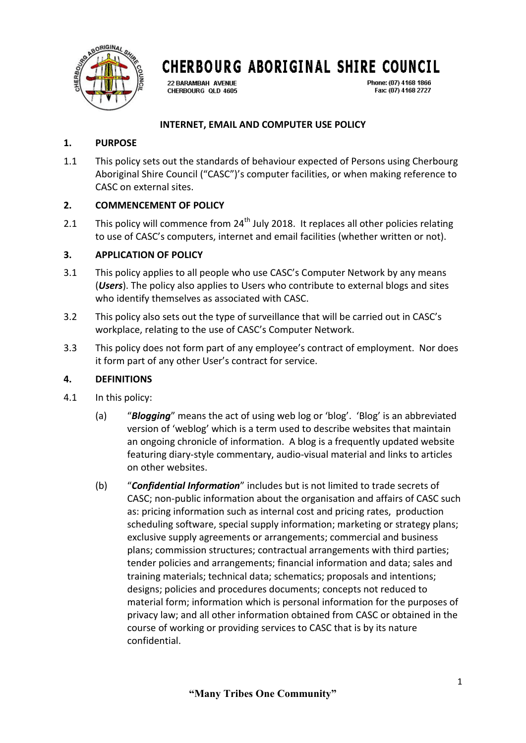# CHERBOURG ABORIGINAL SHIRE COUNCIL

22 BARAMBAH AVENUE
CHERBOURG QLD 4605

Phone: (07) 4168 1866
Fax: (07) 4168 2727

## INTERNET, EMAIL AND COMPUTER USE POLICY

### 1. PURPOSE

1.1 This policy sets out the standards of behaviour expected of Persons using Cherbourg Aboriginal Shire Council ("CASC")'s computer facilities, or when making reference to CASC on external sites.

### 2. COMMENCEMENT OF POLICY

2.1 This policy will commence from 24th July 2018. It replaces all other policies relating to use of CASC's computers, internet and email facilities (whether written or not).

### 3. APPLICATION OF POLICY

3.1 This policy applies to all people who use CASC's Computer Network by any means (***Users***). The policy also applies to Users who contribute to external blogs and sites who identify themselves as associated with CASC.

3.2 This policy also sets out the type of surveillance that will be carried out in CASC's workplace, relating to the use of CASC's Computer Network.

3.3 This policy does not form part of any employee's contract of employment. Nor does it form part of any other User's contract for service.

### 4. DEFINITIONS

4.1 In this policy:

(a) "***Blogging***" means the act of using web log or 'blog'. 'Blog' is an abbreviated version of 'weblog' which is a term used to describe websites that maintain an ongoing chronicle of information. A blog is a frequently updated website featuring diary-style commentary, audio-visual material and links to articles on other websites.

(b) "***Confidential Information***" includes but is not limited to trade secrets of CASC; non-public information about the organisation and affairs of CASC such as: pricing information such as internal cost and pricing rates, production scheduling software, special supply information; marketing or strategy plans; exclusive supply agreements or arrangements; commercial and business plans; commission structures; contractual arrangements with third parties; tender policies and arrangements; financial information and data; sales and training materials; technical data; schematics; proposals and intentions; designs; policies and procedures documents; concepts not reduced to material form; information which is personal information for the purposes of privacy law; and all other information obtained from CASC or obtained in the course of working or providing services to CASC that is by its nature confidential.

**"Many Tribes One Community"**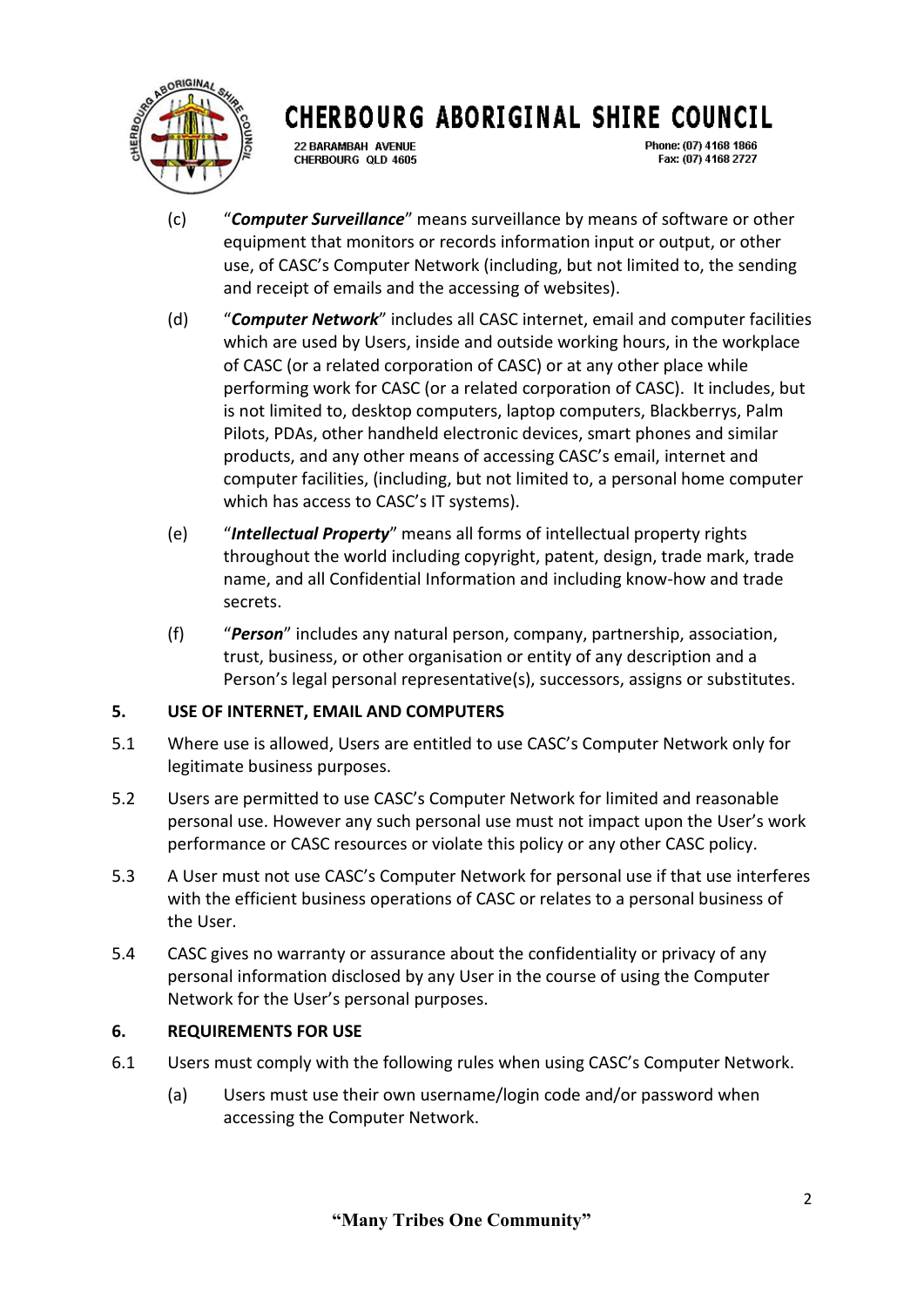(c) "***Computer Surveillance***" means surveillance by means of software or other equipment that monitors or records information input or output, or other use, of CASC's Computer Network (including, but not limited to, the sending and receipt of emails and the accessing of websites).

(d) "***Computer Network***" includes all CASC internet, email and computer facilities which are used by Users, inside and outside working hours, in the workplace of CASC (or a related corporation of CASC) or at any other place while performing work for CASC (or a related corporation of CASC). It includes, but is not limited to, desktop computers, laptop computers, Blackberrys, Palm Pilots, PDAs, other handheld electronic devices, smart phones and similar products, and any other means of accessing CASC's email, internet and computer facilities, (including, but not limited to, a personal home computer which has access to CASC's IT systems).

(e) "***Intellectual Property***" means all forms of intellectual property rights throughout the world including copyright, patent, design, trade mark, trade name, and all Confidential Information and including know-how and trade secrets.

(f) "***Person***" includes any natural person, company, partnership, association, trust, business, or other organisation or entity of any description and a Person's legal personal representative(s), successors, assigns or substitutes.

## 5. USE OF INTERNET, EMAIL AND COMPUTERS

5.1 Where use is allowed, Users are entitled to use CASC's Computer Network only for legitimate business purposes.

5.2 Users are permitted to use CASC's Computer Network for limited and reasonable personal use. However any such personal use must not impact upon the User's work performance or CASC resources or violate this policy or any other CASC policy.

5.3 A User must not use CASC's Computer Network for personal use if that use interferes with the efficient business operations of CASC or relates to a personal business of the User.

5.4 CASC gives no warranty or assurance about the confidentiality or privacy of any personal information disclosed by any User in the course of using the Computer Network for the User's personal purposes.

## 6. REQUIREMENTS FOR USE

6.1 Users must comply with the following rules when using CASC's Computer Network.

(a) Users must use their own username/login code and/or password when accessing the Computer Network.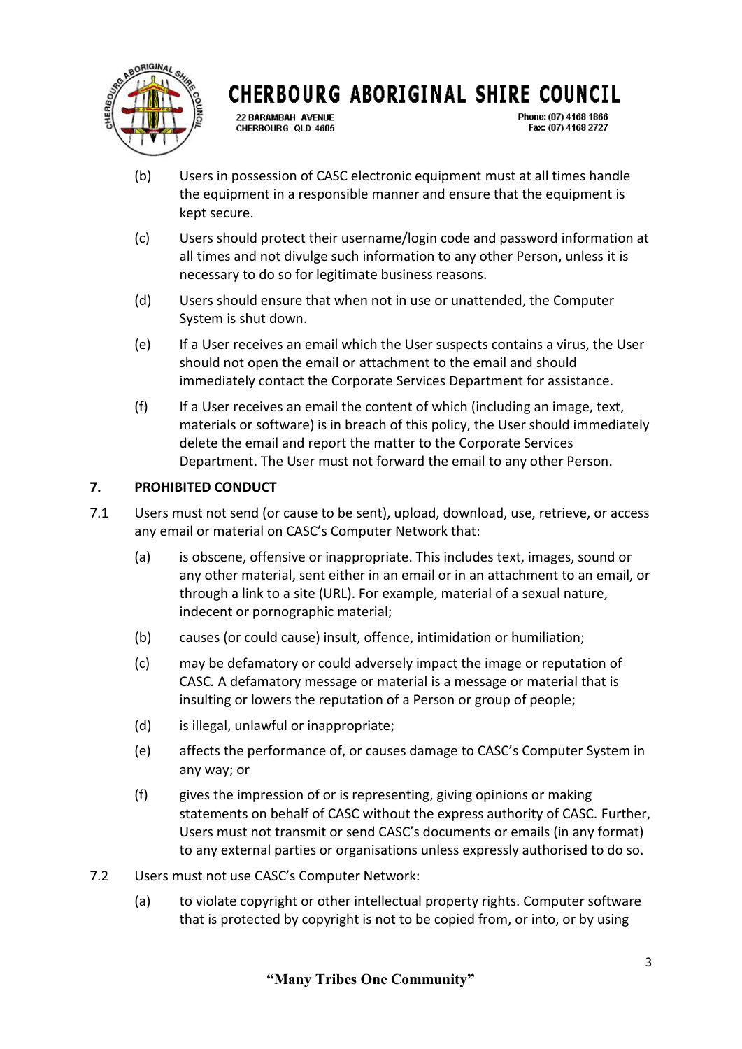(b) Users in possession of CASC electronic equipment must at all times handle the equipment in a responsible manner and ensure that the equipment is kept secure.

(c) Users should protect their username/login code and password information at all times and not divulge such information to any other Person, unless it is necessary to do so for legitimate business reasons.

(d) Users should ensure that when not in use or unattended, the Computer System is shut down.

(e) If a User receives an email which the User suspects contains a virus, the User should not open the email or attachment to the email and should immediately contact the Corporate Services Department for assistance.

(f) If a User receives an email the content of which (including an image, text, materials or software) is in breach of this policy, the User should immediately delete the email and report the matter to the Corporate Services Department. The User must not forward the email to any other Person.

## 7. PROHIBITED CONDUCT

7.1 Users must not send (or cause to be sent), upload, download, use, retrieve, or access any email or material on CASC's Computer Network that:

(a) is obscene, offensive or inappropriate. This includes text, images, sound or any other material, sent either in an email or in an attachment to an email, or through a link to a site (URL). For example, material of a sexual nature, indecent or pornographic material;

(b) causes (or could cause) insult, offence, intimidation or humiliation;

(c) may be defamatory or could adversely impact the image or reputation of CASC. A defamatory message or material is a message or material that is insulting or lowers the reputation of a Person or group of people;

(d) is illegal, unlawful or inappropriate;

(e) affects the performance of, or causes damage to CASC's Computer System in any way; or

(f) gives the impression of or is representing, giving opinions or making statements on behalf of CASC without the express authority of CASC. Further, Users must not transmit or send CASC's documents or emails (in any format) to any external parties or organisations unless expressly authorised to do so.

7.2 Users must not use CASC's Computer Network:

(a) to violate copyright or other intellectual property rights. Computer software that is protected by copyright is not to be copied from, or into, or by using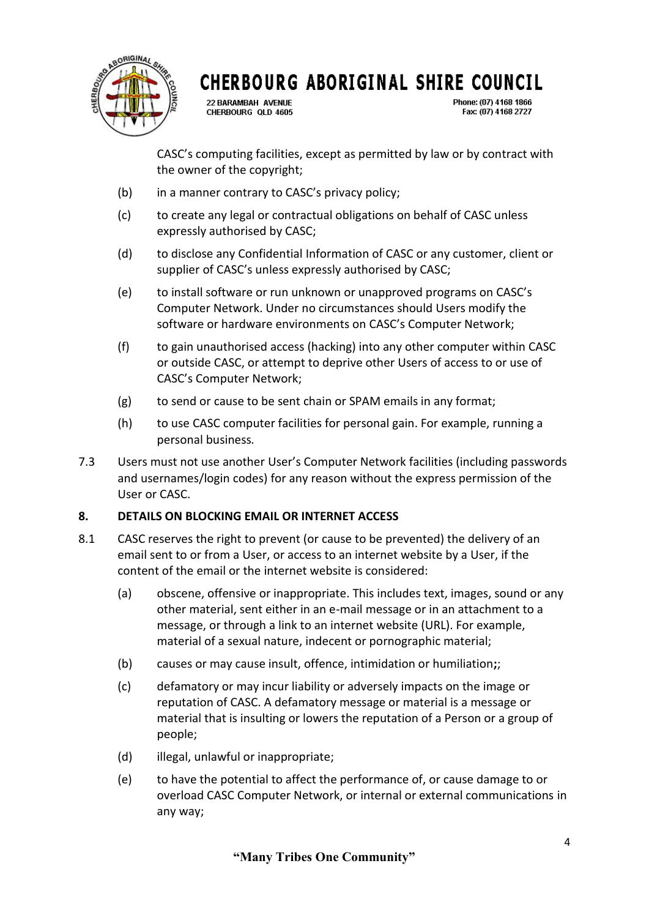CASC's computing facilities, except as permitted by law or by contract with the owner of the copyright;

(b) in a manner contrary to CASC's privacy policy;

(c) to create any legal or contractual obligations on behalf of CASC unless expressly authorised by CASC;

(d) to disclose any Confidential Information of CASC or any customer, client or supplier of CASC's unless expressly authorised by CASC;

(e) to install software or run unknown or unapproved programs on CASC's Computer Network. Under no circumstances should Users modify the software or hardware environments on CASC's Computer Network;

(f) to gain unauthorised access (hacking) into any other computer within CASC or outside CASC, or attempt to deprive other Users of access to or use of CASC's Computer Network;

(g) to send or cause to be sent chain or SPAM emails in any format;

(h) to use CASC computer facilities for personal gain. For example, running a personal business.

7.3 Users must not use another User's Computer Network facilities (including passwords and usernames/login codes) for any reason without the express permission of the User or CASC.

**8. DETAILS ON BLOCKING EMAIL OR INTERNET ACCESS**

8.1 CASC reserves the right to prevent (or cause to be prevented) the delivery of an email sent to or from a User, or access to an internet website by a User, if the content of the email or the internet website is considered:

(a) obscene, offensive or inappropriate. This includes text, images, sound or any other material, sent either in an e-mail message or in an attachment to a message, or through a link to an internet website (URL). For example, material of a sexual nature, indecent or pornographic material;

(b) causes or may cause insult, offence, intimidation or humiliation**;**;

(c) defamatory or may incur liability or adversely impacts on the image or reputation of CASC. A defamatory message or material is a message or material that is insulting or lowers the reputation of a Person or a group of people;

(d) illegal, unlawful or inappropriate;

(e) to have the potential to affect the performance of, or cause damage to or overload CASC Computer Network, or internal or external communications in any way;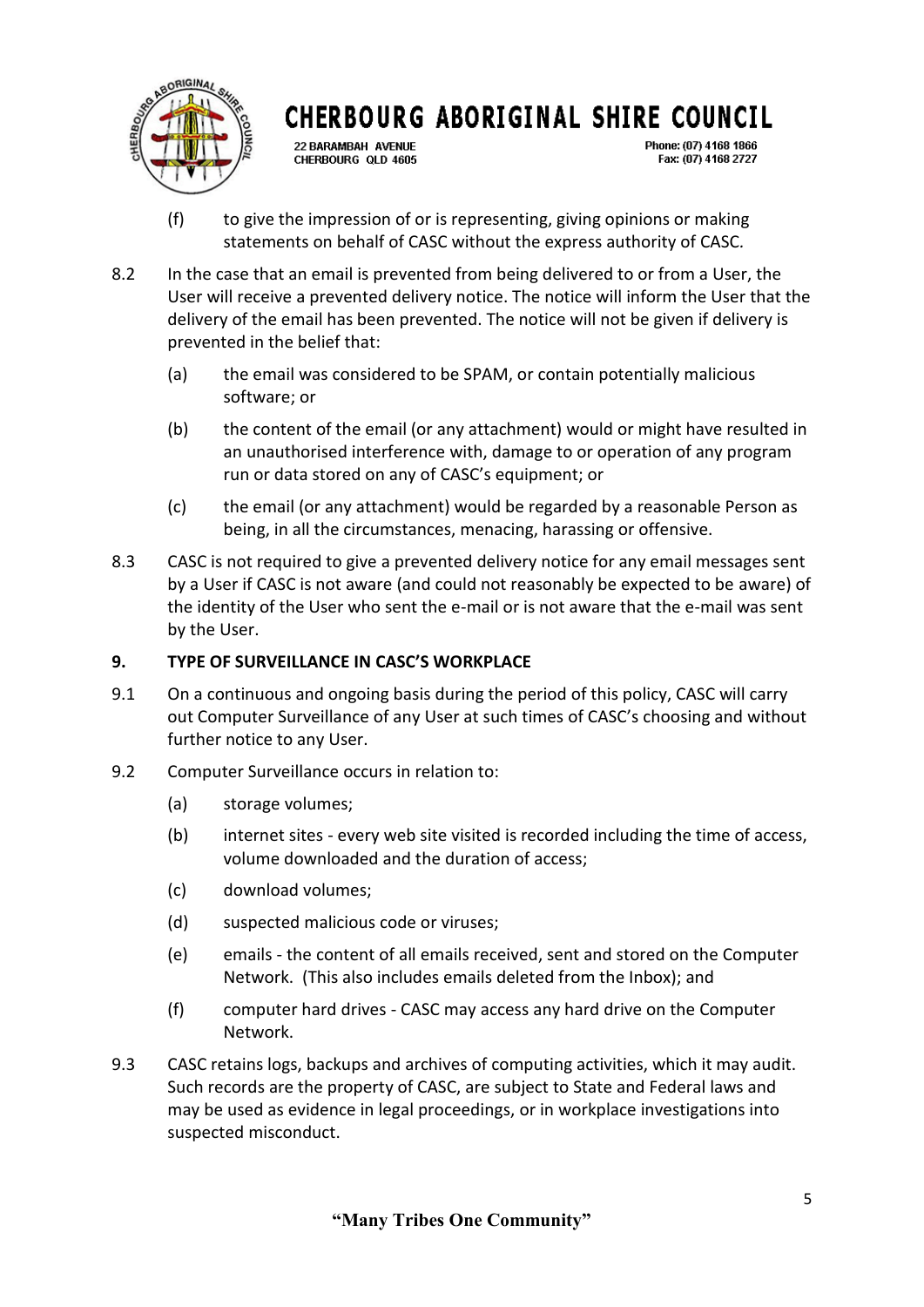(f) to give the impression of or is representing, giving opinions or making statements on behalf of CASC without the express authority of CASC.

8.2 In the case that an email is prevented from being delivered to or from a User, the User will receive a prevented delivery notice. The notice will inform the User that the delivery of the email has been prevented. The notice will not be given if delivery is prevented in the belief that:

(a) the email was considered to be SPAM, or contain potentially malicious software; or

(b) the content of the email (or any attachment) would or might have resulted in an unauthorised interference with, damage to or operation of any program run or data stored on any of CASC's equipment; or

(c) the email (or any attachment) would be regarded by a reasonable Person as being, in all the circumstances, menacing, harassing or offensive.

8.3 CASC is not required to give a prevented delivery notice for any email messages sent by a User if CASC is not aware (and could not reasonably be expected to be aware) of the identity of the User who sent the e-mail or is not aware that the e-mail was sent by the User.

**9. TYPE OF SURVEILLANCE IN CASC'S WORKPLACE**

9.1 On a continuous and ongoing basis during the period of this policy, CASC will carry out Computer Surveillance of any User at such times of CASC's choosing and without further notice to any User.

9.2 Computer Surveillance occurs in relation to:

(a) storage volumes;

(b) internet sites - every web site visited is recorded including the time of access, volume downloaded and the duration of access;

(c) download volumes;

(d) suspected malicious code or viruses;

(e) emails - the content of all emails received, sent and stored on the Computer Network. (This also includes emails deleted from the Inbox); and

(f) computer hard drives - CASC may access any hard drive on the Computer Network.

9.3 CASC retains logs, backups and archives of computing activities, which it may audit. Such records are the property of CASC, are subject to State and Federal laws and may be used as evidence in legal proceedings, or in workplace investigations into suspected misconduct.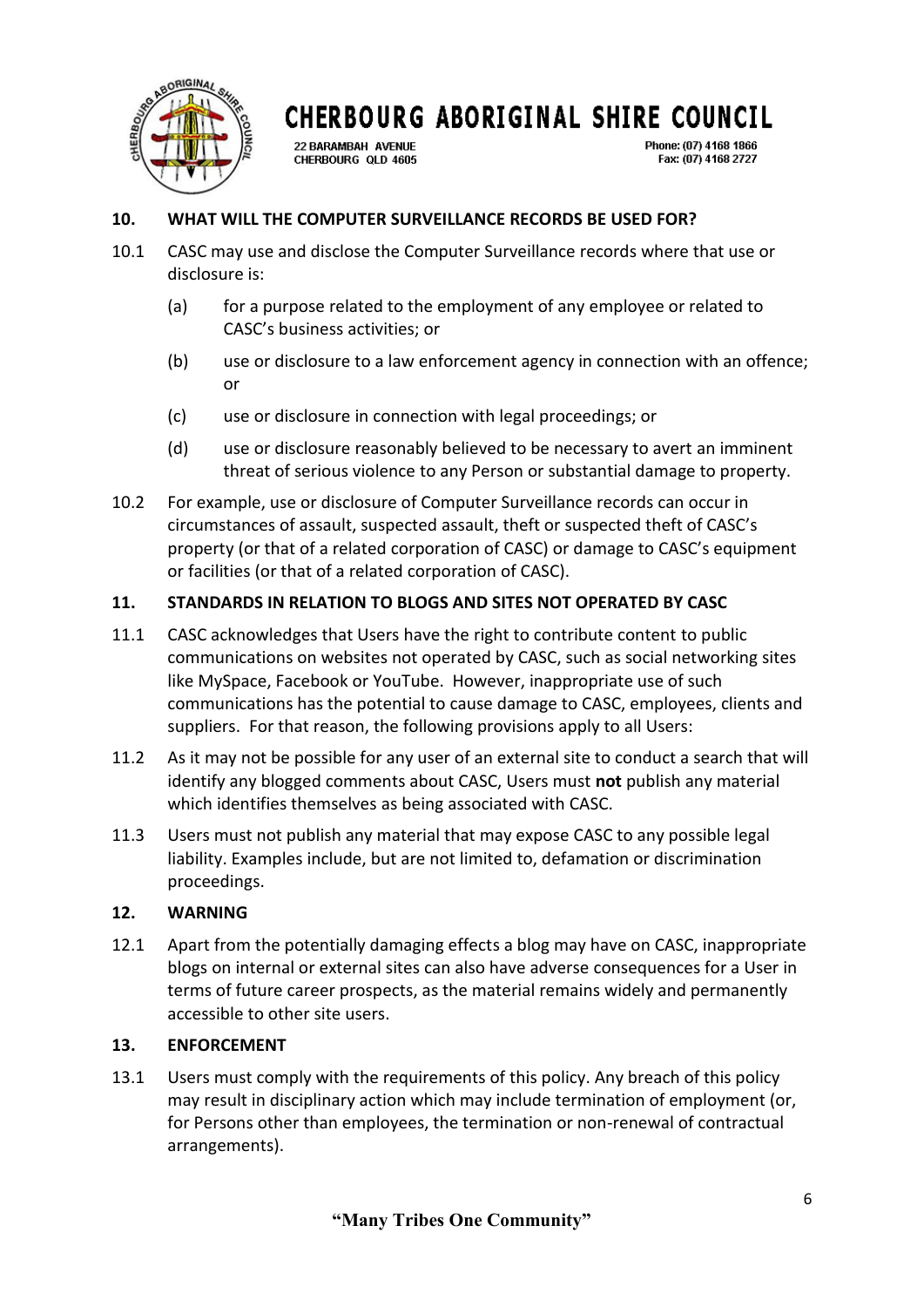## 10. WHAT WILL THE COMPUTER SURVEILLANCE RECORDS BE USED FOR?

10.1 CASC may use and disclose the Computer Surveillance records where that use or disclosure is:

- (a) for a purpose related to the employment of any employee or related to CASC's business activities; or
- (b) use or disclosure to a law enforcement agency in connection with an offence; or
- (c) use or disclosure in connection with legal proceedings; or
- (d) use or disclosure reasonably believed to be necessary to avert an imminent threat of serious violence to any Person or substantial damage to property.

10.2 For example, use or disclosure of Computer Surveillance records can occur in circumstances of assault, suspected assault, theft or suspected theft of CASC's property (or that of a related corporation of CASC) or damage to CASC's equipment or facilities (or that of a related corporation of CASC).

## 11. STANDARDS IN RELATION TO BLOGS AND SITES NOT OPERATED BY CASC

11.1 CASC acknowledges that Users have the right to contribute content to public communications on websites not operated by CASC, such as social networking sites like MySpace, Facebook or YouTube. However, inappropriate use of such communications has the potential to cause damage to CASC, employees, clients and suppliers. For that reason, the following provisions apply to all Users:

11.2 As it may not be possible for any user of an external site to conduct a search that will identify any blogged comments about CASC, Users must **not** publish any material which identifies themselves as being associated with CASC.

11.3 Users must not publish any material that may expose CASC to any possible legal liability. Examples include, but are not limited to, defamation or discrimination proceedings.

## 12. WARNING

12.1 Apart from the potentially damaging effects a blog may have on CASC, inappropriate blogs on internal or external sites can also have adverse consequences for a User in terms of future career prospects, as the material remains widely and permanently accessible to other site users.

## 13. ENFORCEMENT

13.1 Users must comply with the requirements of this policy. Any breach of this policy may result in disciplinary action which may include termination of employment (or, for Persons other than employees, the termination or non-renewal of contractual arrangements).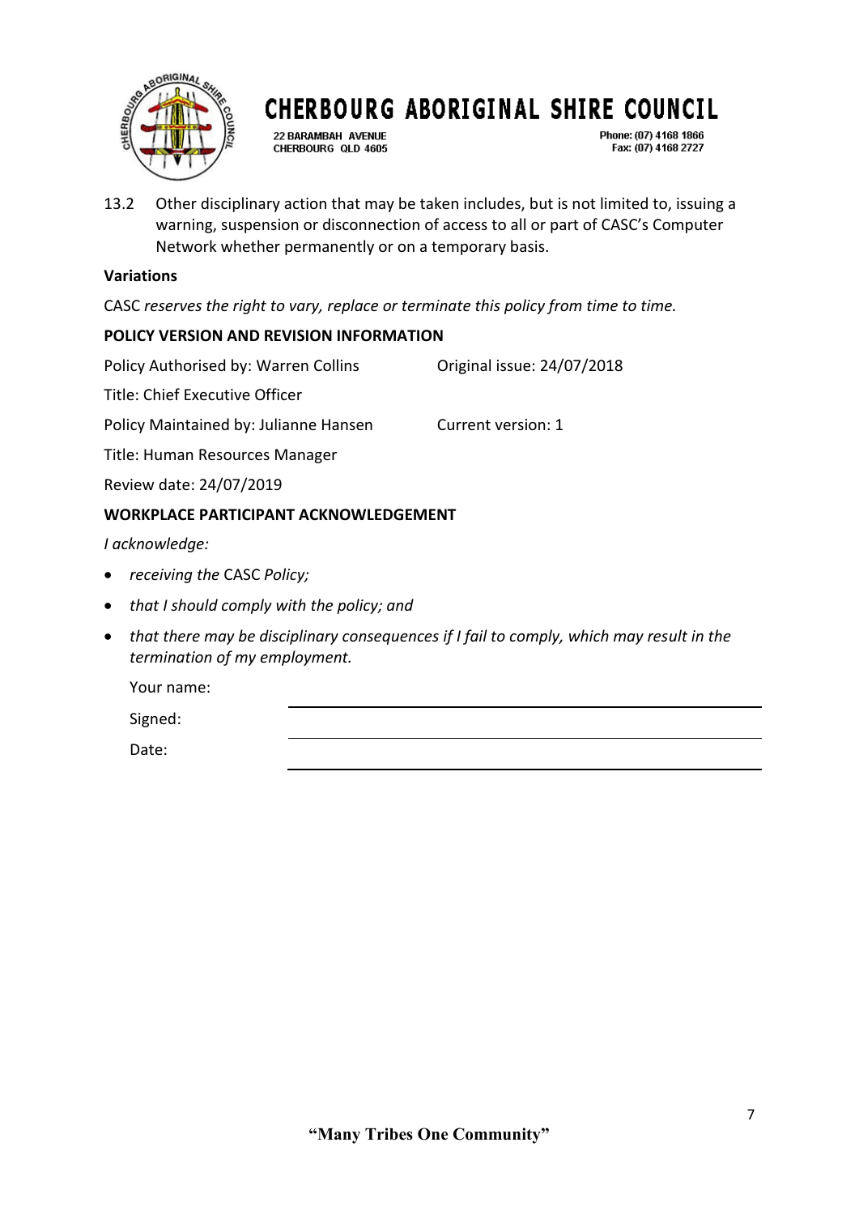13.2 Other disciplinary action that may be taken includes, but is not limited to, issuing a warning, suspension or disconnection of access to all or part of CASC's Computer Network whether permanently or on a temporary basis.

**Variations**

CASC *reserves the right to vary, replace or terminate this policy from time to time.*

**POLICY VERSION AND REVISION INFORMATION**

Policy Authorised by: Warren Collins    Original issue: 24/07/2018

Title: Chief Executive Officer

Policy Maintained by: Julianne Hansen    Current version: 1

Title: Human Resources Manager

Review date: 24/07/2019

**WORKPLACE PARTICIPANT ACKNOWLEDGEMENT**

*I acknowledge:*

- *receiving the* CASC *Policy;*
- *that I should comply with the policy; and*
- *that there may be disciplinary consequences if I fail to comply, which may result in the termination of my employment.*

Your name: ______________________

Signed: ______________________

Date: ______________________